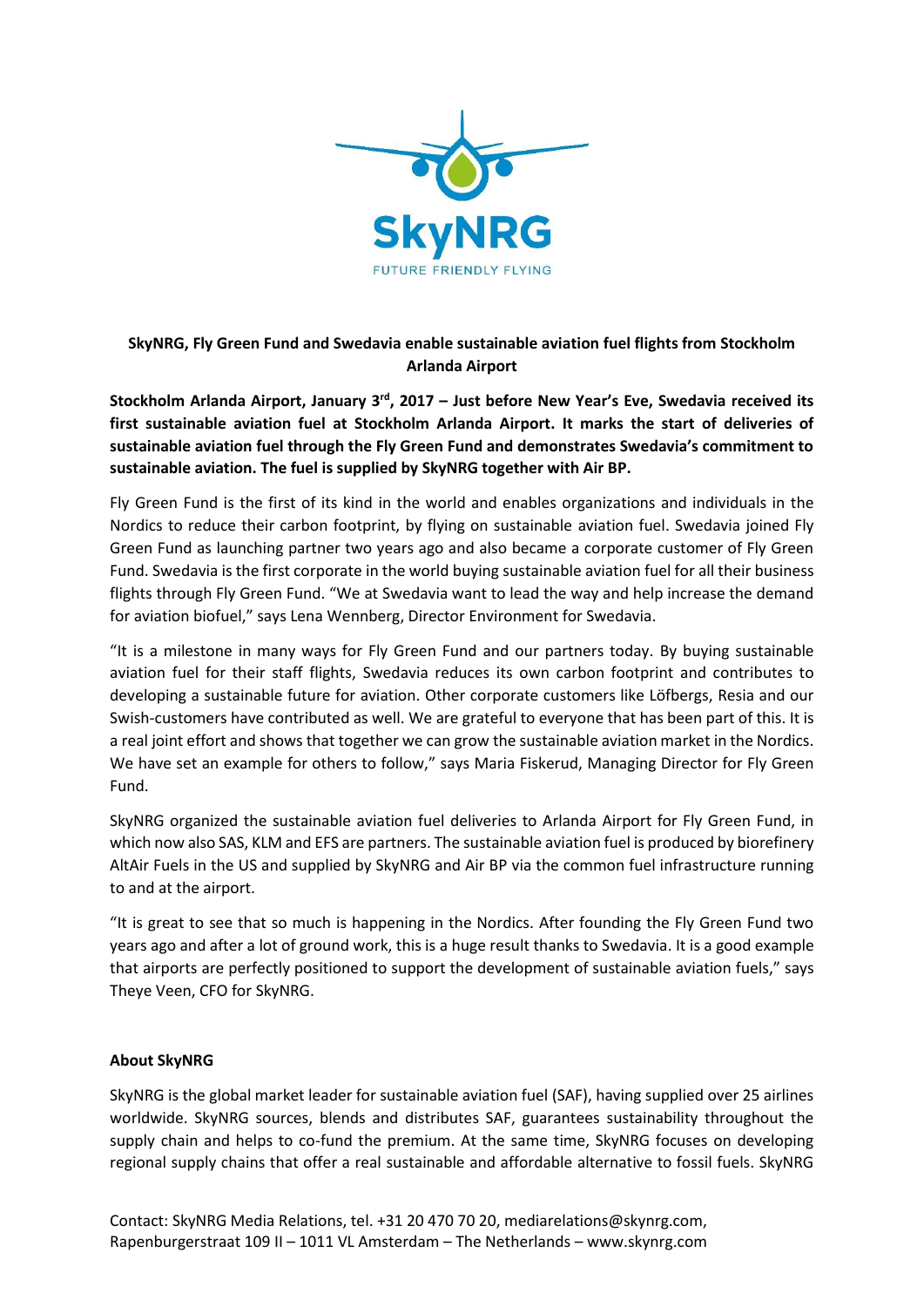SkyNRG
FUTURE FRIENDLY FLYING

**SkyNRG, Fly Green Fund and Swedavia enable sustainable aviation fuel flights from Stockholm Arlanda Airport**

**Stockholm Arlanda Airport, January 3rd, 2017 – Just before New Year's Eve, Swedavia received its first sustainable aviation fuel at Stockholm Arlanda Airport. It marks the start of deliveries of sustainable aviation fuel through the Fly Green Fund and demonstrates Swedavia's commitment to sustainable aviation. The fuel is supplied by SkyNRG together with Air BP.**

Fly Green Fund is the first of its kind in the world and enables organizations and individuals in the Nordics to reduce their carbon footprint, by flying on sustainable aviation fuel. Swedavia joined Fly Green Fund as launching partner two years ago and also became a corporate customer of Fly Green Fund. Swedavia is the first corporate in the world buying sustainable aviation fuel for all their business flights through Fly Green Fund. "We at Swedavia want to lead the way and help increase the demand for aviation biofuel," says Lena Wennberg, Director Environment for Swedavia.

"It is a milestone in many ways for Fly Green Fund and our partners today. By buying sustainable aviation fuel for their staff flights, Swedavia reduces its own carbon footprint and contributes to developing a sustainable future for aviation. Other corporate customers like Löfbergs, Resia and our Swish-customers have contributed as well. We are grateful to everyone that has been part of this. It is a real joint effort and shows that together we can grow the sustainable aviation market in the Nordics. We have set an example for others to follow," says Maria Fiskerud, Managing Director for Fly Green Fund.

SkyNRG organized the sustainable aviation fuel deliveries to Arlanda Airport for Fly Green Fund, in which now also SAS, KLM and EFS are partners. The sustainable aviation fuel is produced by biorefinery AltAir Fuels in the US and supplied by SkyNRG and Air BP via the common fuel infrastructure running to and at the airport.

"It is great to see that so much is happening in the Nordics. After founding the Fly Green Fund two years ago and after a lot of ground work, this is a huge result thanks to Swedavia. It is a good example that airports are perfectly positioned to support the development of sustainable aviation fuels," says Theye Veen, CFO for SkyNRG.

**About SkyNRG**

SkyNRG is the global market leader for sustainable aviation fuel (SAF), having supplied over 25 airlines worldwide. SkyNRG sources, blends and distributes SAF, guarantees sustainability throughout the supply chain and helps to co-fund the premium. At the same time, SkyNRG focuses on developing regional supply chains that offer a real sustainable and affordable alternative to fossil fuels. SkyNRG

Contact: SkyNRG Media Relations, tel. +31 20 470 70 20, mediarelations@skynrg.com, Rapenburgerstraat 109 II – 1011 VL Amsterdam – The Netherlands – www.skynrg.com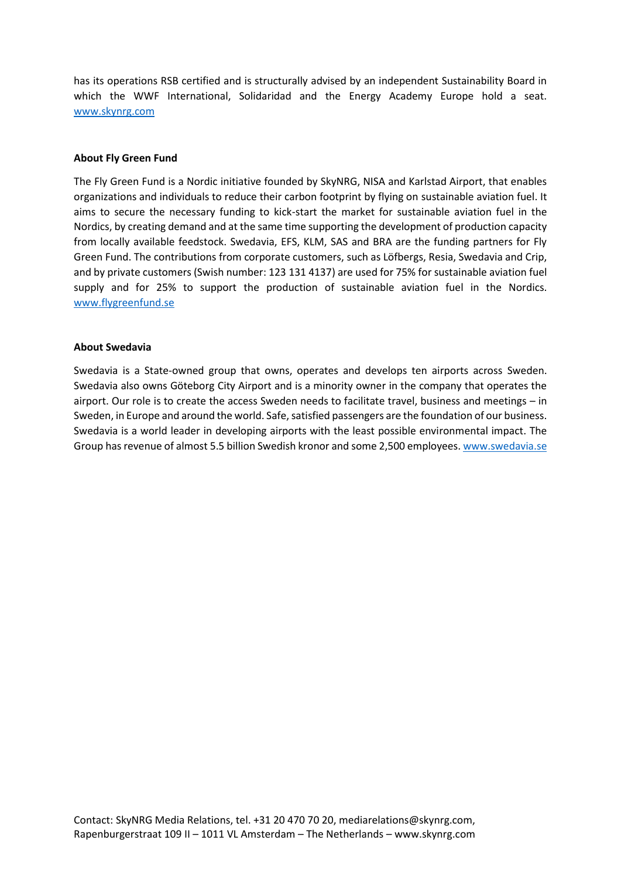has its operations RSB certified and is structurally advised by an independent Sustainability Board in which the WWF International, Solidaridad and the Energy Academy Europe hold a seat. [www.skynrg.com](http://www.skynrg.com)

**About Fly Green Fund**

The Fly Green Fund is a Nordic initiative founded by SkyNRG, NISA and Karlstad Airport, that enables organizations and individuals to reduce their carbon footprint by flying on sustainable aviation fuel. It aims to secure the necessary funding to kick-start the market for sustainable aviation fuel in the Nordics, by creating demand and at the same time supporting the development of production capacity from locally available feedstock. Swedavia, EFS, KLM, SAS and BRA are the funding partners for Fly Green Fund. The contributions from corporate customers, such as Löfbergs, Resia, Swedavia and Crip, and by private customers (Swish number: 123 131 4137) are used for 75% for sustainable aviation fuel supply and for 25% to support the production of sustainable aviation fuel in the Nordics. [www.flygreenfund.se](http://www.flygreenfund.se)

**About Swedavia**

Swedavia is a State-owned group that owns, operates and develops ten airports across Sweden. Swedavia also owns Göteborg City Airport and is a minority owner in the company that operates the airport. Our role is to create the access Sweden needs to facilitate travel, business and meetings – in Sweden, in Europe and around the world. Safe, satisfied passengers are the foundation of our business. Swedavia is a world leader in developing airports with the least possible environmental impact. The Group has revenue of almost 5.5 billion Swedish kronor and some 2,500 employees. [www.swedavia.se](http://www.swedavia.se)

Contact: SkyNRG Media Relations, tel. +31 20 470 70 20, mediarelations@skynrg.com,
Rapenburgerstraat 109 II – 1011 VL Amsterdam – The Netherlands – www.skynrg.com